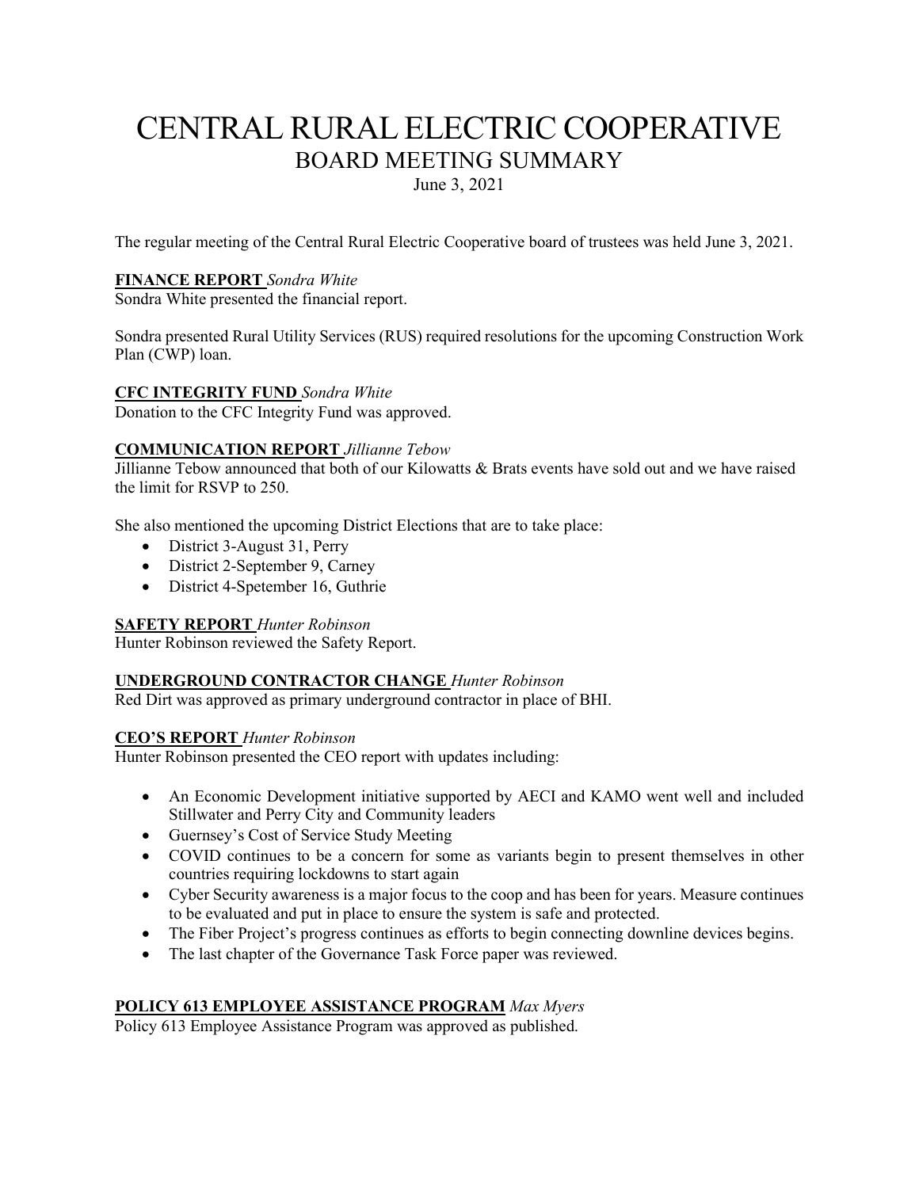# CENTRAL RURAL ELECTRIC COOPERATIVE
## BOARD MEETING SUMMARY

June 3, 2021

The regular meeting of the Central Rural Electric Cooperative board of trustees was held June 3, 2021.

**FINANCE REPORT** *Sondra White*
Sondra White presented the financial report.

Sondra presented Rural Utility Services (RUS) required resolutions for the upcoming Construction Work Plan (CWP) loan.

**CFC INTEGRITY FUND** *Sondra White*
Donation to the CFC Integrity Fund was approved.

**COMMUNICATION REPORT** *Jillianne Tebow*
Jillianne Tebow announced that both of our Kilowatts & Brats events have sold out and we have raised the limit for RSVP to 250.

She also mentioned the upcoming District Elections that are to take place:

- District 3-August 31, Perry
- District 2-September 9, Carney
- District 4-Spetember 16, Guthrie

**SAFETY REPORT** *Hunter Robinson*
Hunter Robinson reviewed the Safety Report.

**UNDERGROUND CONTRACTOR CHANGE** *Hunter Robinson*
Red Dirt was approved as primary underground contractor in place of BHI.

**CEO'S REPORT** *Hunter Robinson*
Hunter Robinson presented the CEO report with updates including:

- An Economic Development initiative supported by AECI and KAMO went well and included Stillwater and Perry City and Community leaders
- Guernsey's Cost of Service Study Meeting
- COVID continues to be a concern for some as variants begin to present themselves in other countries requiring lockdowns to start again
- Cyber Security awareness is a major focus to the coop and has been for years. Measure continues to be evaluated and put in place to ensure the system is safe and protected.
- The Fiber Project's progress continues as efforts to begin connecting downline devices begins.
- The last chapter of the Governance Task Force paper was reviewed.

**POLICY 613 EMPLOYEE ASSISTANCE PROGRAM** *Max Myers*
Policy 613 Employee Assistance Program was approved as published.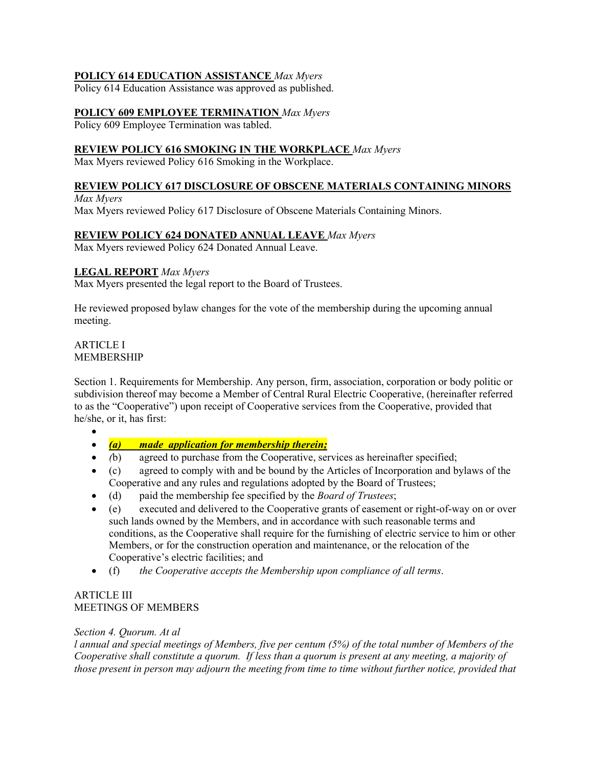**POLICY 614 EDUCATION ASSISTANCE** *Max Myers*
Policy 614 Education Assistance was approved as published.

**POLICY 609 EMPLOYEE TERMINATION** *Max Myers*
Policy 609 Employee Termination was tabled.

**REVIEW POLICY 616 SMOKING IN THE WORKPLACE** *Max Myers*
Max Myers reviewed Policy 616 Smoking in the Workplace.

**REVIEW POLICY 617 DISCLOSURE OF OBSCENE MATERIALS CONTAINING MINORS**
*Max Myers*
Max Myers reviewed Policy 617 Disclosure of Obscene Materials Containing Minors.

**REVIEW POLICY 624 DONATED ANNUAL LEAVE** *Max Myers*
Max Myers reviewed Policy 624 Donated Annual Leave.

**LEGAL REPORT** *Max Myers*
Max Myers presented the legal report to the Board of Trustees.

He reviewed proposed bylaw changes for the vote of the membership during the upcoming annual meeting.

ARTICLE I
MEMBERSHIP

Section 1. Requirements for Membership. Any person, firm, association, corporation or body politic or subdivision thereof may become a Member of Central Rural Electric Cooperative, (hereinafter referred to as the "Cooperative") upon receipt of Cooperative services from the Cooperative, provided that he/she, or it, has first:

- 
- ***(a) made application for membership therein;***
- *(*b) agreed to purchase from the Cooperative, services as hereinafter specified;
- (c) agreed to comply with and be bound by the Articles of Incorporation and bylaws of the Cooperative and any rules and regulations adopted by the Board of Trustees;
- (d) paid the membership fee specified by the *Board of Trustees*;
- (e) executed and delivered to the Cooperative grants of easement or right-of-way on or over such lands owned by the Members, and in accordance with such reasonable terms and conditions, as the Cooperative shall require for the furnishing of electric service to him or other Members, or for the construction operation and maintenance, or the relocation of the Cooperative's electric facilities; and
- (f) *the Cooperative accepts the Membership upon compliance of all terms*.

ARTICLE III
MEETINGS OF MEMBERS

*Section 4. Quorum. At al*
*l annual and special meetings of Members, five per centum (5%) of the total number of Members of the Cooperative shall constitute a quorum. If less than a quorum is present at any meeting, a majority of those present in person may adjourn the meeting from time to time without further notice, provided that*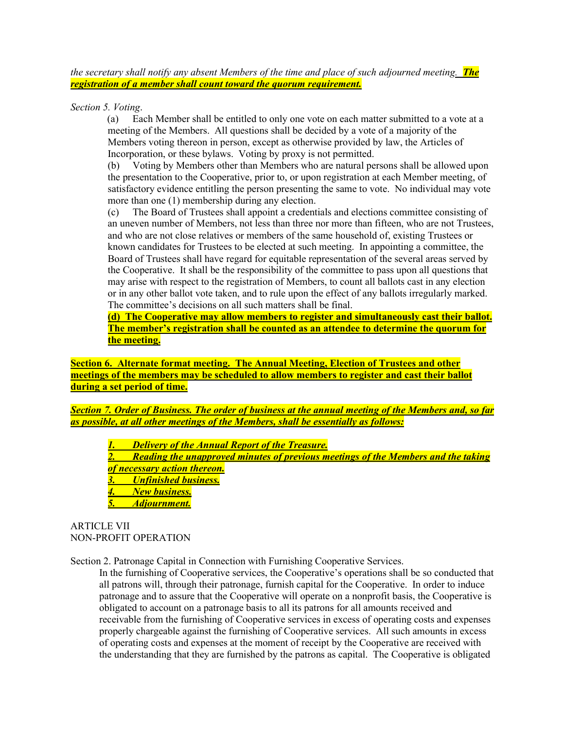*the secretary shall notify any absent Members of the time and place of such adjourned meeting.* ***The registration of a member shall count toward the quorum requirement.***

*Section 5. Voting*.

(a) Each Member shall be entitled to only one vote on each matter submitted to a vote at a meeting of the Members. All questions shall be decided by a vote of a majority of the Members voting thereon in person, except as otherwise provided by law, the Articles of Incorporation, or these bylaws. Voting by proxy is not permitted.

(b) Voting by Members other than Members who are natural persons shall be allowed upon the presentation to the Cooperative, prior to, or upon registration at each Member meeting, of satisfactory evidence entitling the person presenting the same to vote. No individual may vote more than one (1) membership during any election.

(c) The Board of Trustees shall appoint a credentials and elections committee consisting of an uneven number of Members, not less than three nor more than fifteen, who are not Trustees, and who are not close relatives or members of the same household of, existing Trustees or known candidates for Trustees to be elected at such meeting. In appointing a committee, the Board of Trustees shall have regard for equitable representation of the several areas served by the Cooperative. It shall be the responsibility of the committee to pass upon all questions that may arise with respect to the registration of Members, to count all ballots cast in any election or in any other ballot vote taken, and to rule upon the effect of any ballots irregularly marked. The committee's decisions on all such matters shall be final.

**(d) The Cooperative may allow members to register and simultaneously cast their ballot. The member's registration shall be counted as an attendee to determine the quorum for the meeting.**

**Section 6. Alternate format meeting. The Annual Meeting, Election of Trustees and other meetings of the members may be scheduled to allow members to register and cast their ballot during a set period of time.**

***Section 7. Order of Business. The order of business at the annual meeting of the Members and, so far as possible, at all other meetings of the Members, shall be essentially as follows:***

1. ***Delivery of the Annual Report of the Treasure.***
2. ***Reading the unapproved minutes of previous meetings of the Members and the taking of necessary action thereon.***
3. ***Unfinished business.***
4. ***New business.***
5. ***Adjournment.***

ARTICLE VII
NON-PROFIT OPERATION

Section 2. Patronage Capital in Connection with Furnishing Cooperative Services.

In the furnishing of Cooperative services, the Cooperative's operations shall be so conducted that all patrons will, through their patronage, furnish capital for the Cooperative. In order to induce patronage and to assure that the Cooperative will operate on a nonprofit basis, the Cooperative is obligated to account on a patronage basis to all its patrons for all amounts received and receivable from the furnishing of Cooperative services in excess of operating costs and expenses properly chargeable against the furnishing of Cooperative services. All such amounts in excess of operating costs and expenses at the moment of receipt by the Cooperative are received with the understanding that they are furnished by the patrons as capital. The Cooperative is obligated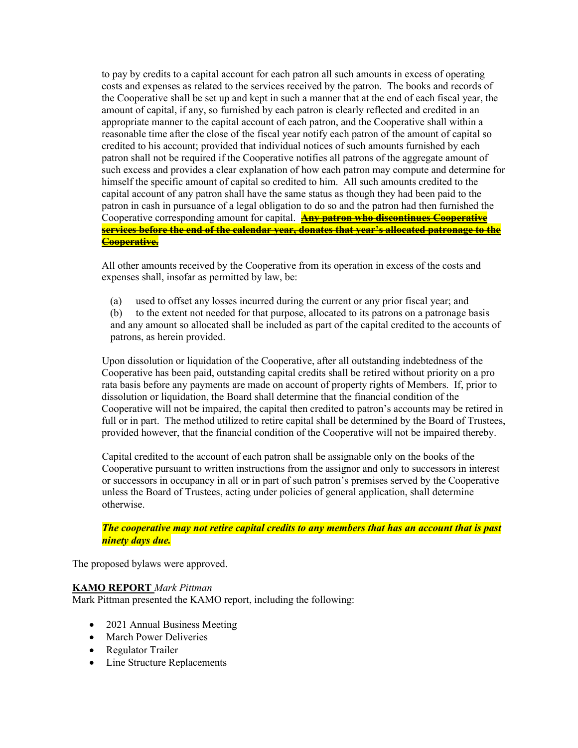to pay by credits to a capital account for each patron all such amounts in excess of operating costs and expenses as related to the services received by the patron. The books and records of the Cooperative shall be set up and kept in such a manner that at the end of each fiscal year, the amount of capital, if any, so furnished by each patron is clearly reflected and credited in an appropriate manner to the capital account of each patron, and the Cooperative shall within a reasonable time after the close of the fiscal year notify each patron of the amount of capital so credited to his account; provided that individual notices of such amounts furnished by each patron shall not be required if the Cooperative notifies all patrons of the aggregate amount of such excess and provides a clear explanation of how each patron may compute and determine for himself the specific amount of capital so credited to him. All such amounts credited to the capital account of any patron shall have the same status as though they had been paid to the patron in cash in pursuance of a legal obligation to do so and the patron had then furnished the Cooperative corresponding amount for capital. ~~**Any patron who discontinues Cooperative services before the end of the calendar year, donates that year's allocated patronage to the Cooperative.**~~

All other amounts received by the Cooperative from its operation in excess of the costs and expenses shall, insofar as permitted by law, be:

(a) used to offset any losses incurred during the current or any prior fiscal year; and
(b) to the extent not needed for that purpose, allocated to its patrons on a patronage basis and any amount so allocated shall be included as part of the capital credited to the accounts of patrons, as herein provided.

Upon dissolution or liquidation of the Cooperative, after all outstanding indebtedness of the Cooperative has been paid, outstanding capital credits shall be retired without priority on a pro rata basis before any payments are made on account of property rights of Members. If, prior to dissolution or liquidation, the Board shall determine that the financial condition of the Cooperative will not be impaired, the capital then credited to patron's accounts may be retired in full or in part. The method utilized to retire capital shall be determined by the Board of Trustees, provided however, that the financial condition of the Cooperative will not be impaired thereby.

Capital credited to the account of each patron shall be assignable only on the books of the Cooperative pursuant to written instructions from the assignor and only to successors in interest or successors in occupancy in all or in part of such patron's premises served by the Cooperative unless the Board of Trustees, acting under policies of general application, shall determine otherwise.

***The cooperative may not retire capital credits to any members that has an account that is past ninety days due.***

The proposed bylaws were approved.

**KAMO REPORT** *Mark Pittman*
Mark Pittman presented the KAMO report, including the following:

- 2021 Annual Business Meeting
- March Power Deliveries
- Regulator Trailer
- Line Structure Replacements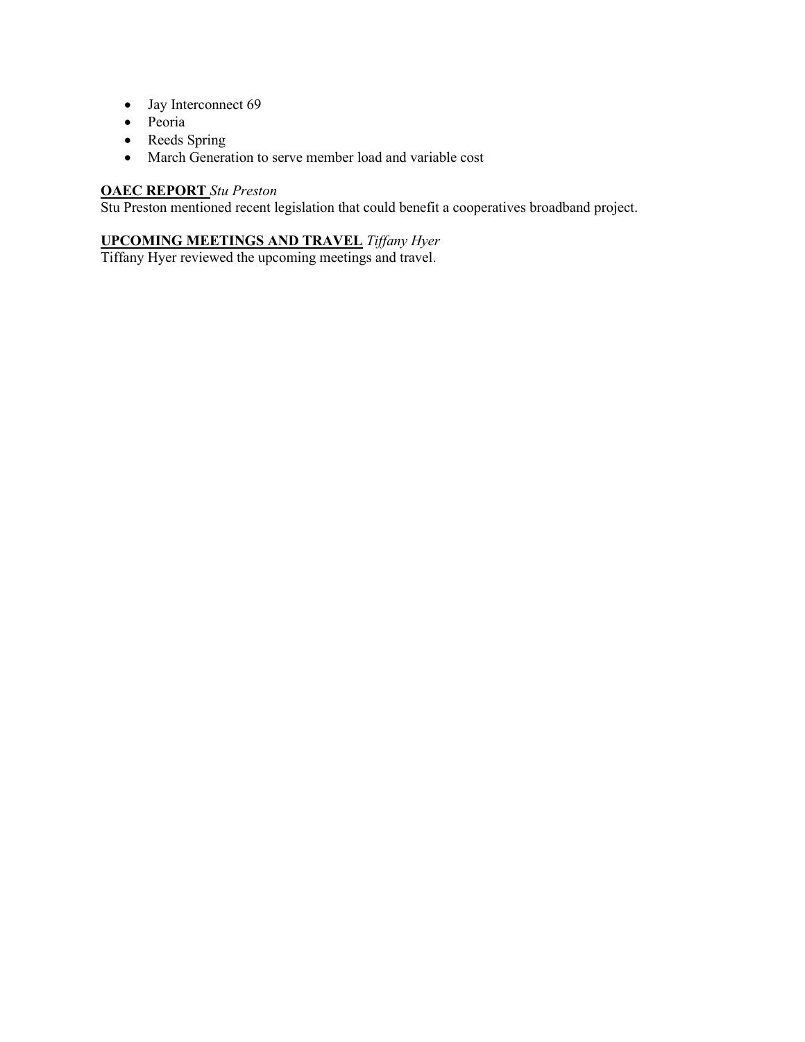- Jay Interconnect 69
- Peoria
- Reeds Spring
- March Generation to serve member load and variable cost

**OAEC REPORT** *Stu Preston*

Stu Preston mentioned recent legislation that could benefit a cooperatives broadband project.

**UPCOMING MEETINGS AND TRAVEL** *Tiffany Hyer*

Tiffany Hyer reviewed the upcoming meetings and travel.